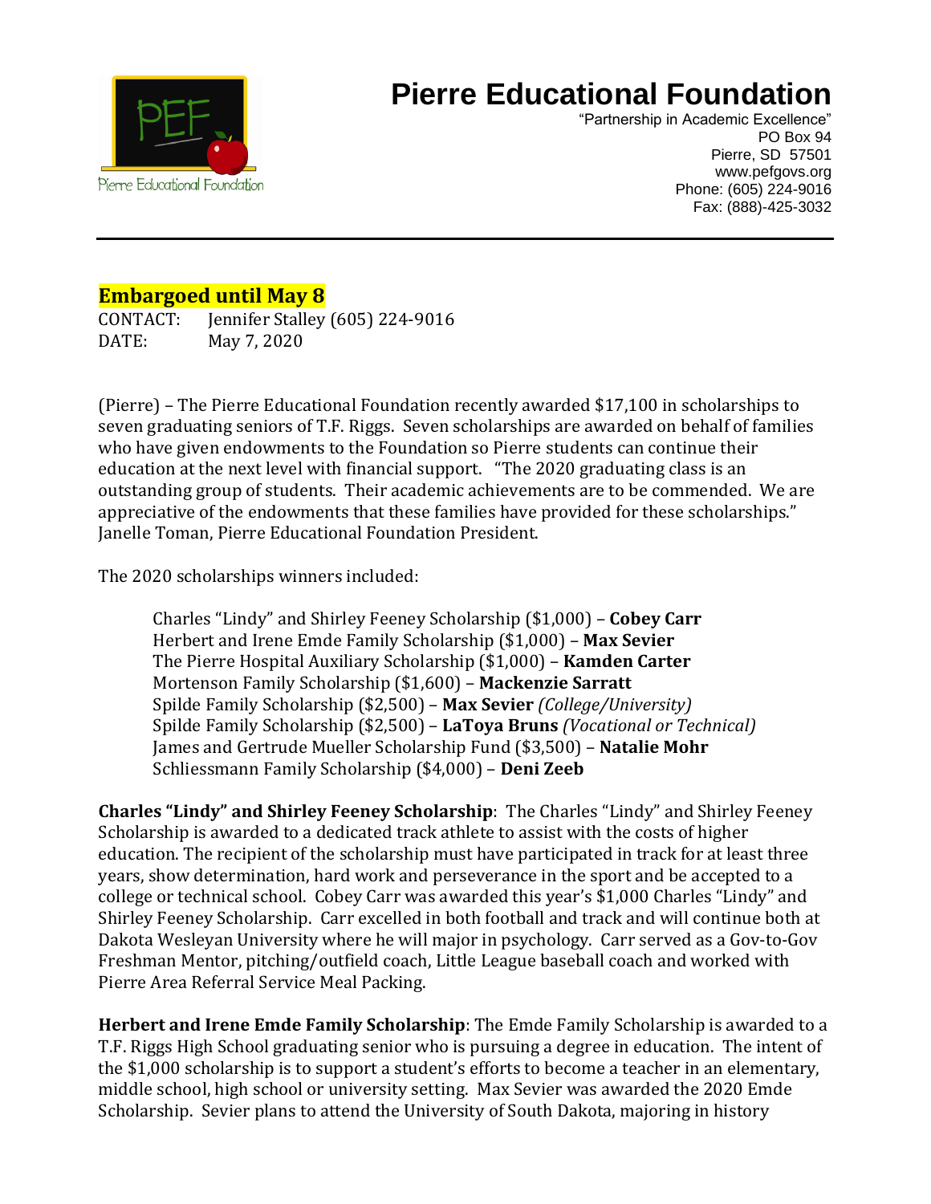# Pierre Educational Foundation

"Partnership in Academic Excellence"
PO Box 94
Pierre, SD 57501
www.pefgovs.org
Phone: (605) 224-9016
Fax: (888)-425-3032

**Embargoed until May 8**

CONTACT: Jennifer Stalley (605) 224-9016
DATE: May 7, 2020

(Pierre) – The Pierre Educational Foundation recently awarded $17,100 in scholarships to seven graduating seniors of T.F. Riggs. Seven scholarships are awarded on behalf of families who have given endowments to the Foundation so Pierre students can continue their education at the next level with financial support. "The 2020 graduating class is an outstanding group of students. Their academic achievements are to be commended. We are appreciative of the endowments that these families have provided for these scholarships." Janelle Toman, Pierre Educational Foundation President.

The 2020 scholarships winners included:

> Charles "Lindy" and Shirley Feeney Scholarship ($1,000) – **Cobey Carr**
> Herbert and Irene Emde Family Scholarship ($1,000) – **Max Sevier**
> The Pierre Hospital Auxiliary Scholarship ($1,000) – **Kamden Carter**
> Mortenson Family Scholarship ($1,600) – **Mackenzie Sarratt**
> Spilde Family Scholarship ($2,500) – **Max Sevier** *(College/University)*
> Spilde Family Scholarship ($2,500) – **LaToya Bruns** *(Vocational or Technical)*
> James and Gertrude Mueller Scholarship Fund ($3,500) – **Natalie Mohr**
> Schliessmann Family Scholarship ($4,000) – **Deni Zeeb**

**Charles "Lindy" and Shirley Feeney Scholarship**: The Charles "Lindy" and Shirley Feeney Scholarship is awarded to a dedicated track athlete to assist with the costs of higher education. The recipient of the scholarship must have participated in track for at least three years, show determination, hard work and perseverance in the sport and be accepted to a college or technical school. Cobey Carr was awarded this year's $1,000 Charles "Lindy" and Shirley Feeney Scholarship. Carr excelled in both football and track and will continue both at Dakota Wesleyan University where he will major in psychology. Carr served as a Gov-to-Gov Freshman Mentor, pitching/outfield coach, Little League baseball coach and worked with Pierre Area Referral Service Meal Packing.

**Herbert and Irene Emde Family Scholarship**: The Emde Family Scholarship is awarded to a T.F. Riggs High School graduating senior who is pursuing a degree in education. The intent of the $1,000 scholarship is to support a student's efforts to become a teacher in an elementary, middle school, high school or university setting. Max Sevier was awarded the 2020 Emde Scholarship. Sevier plans to attend the University of South Dakota, majoring in history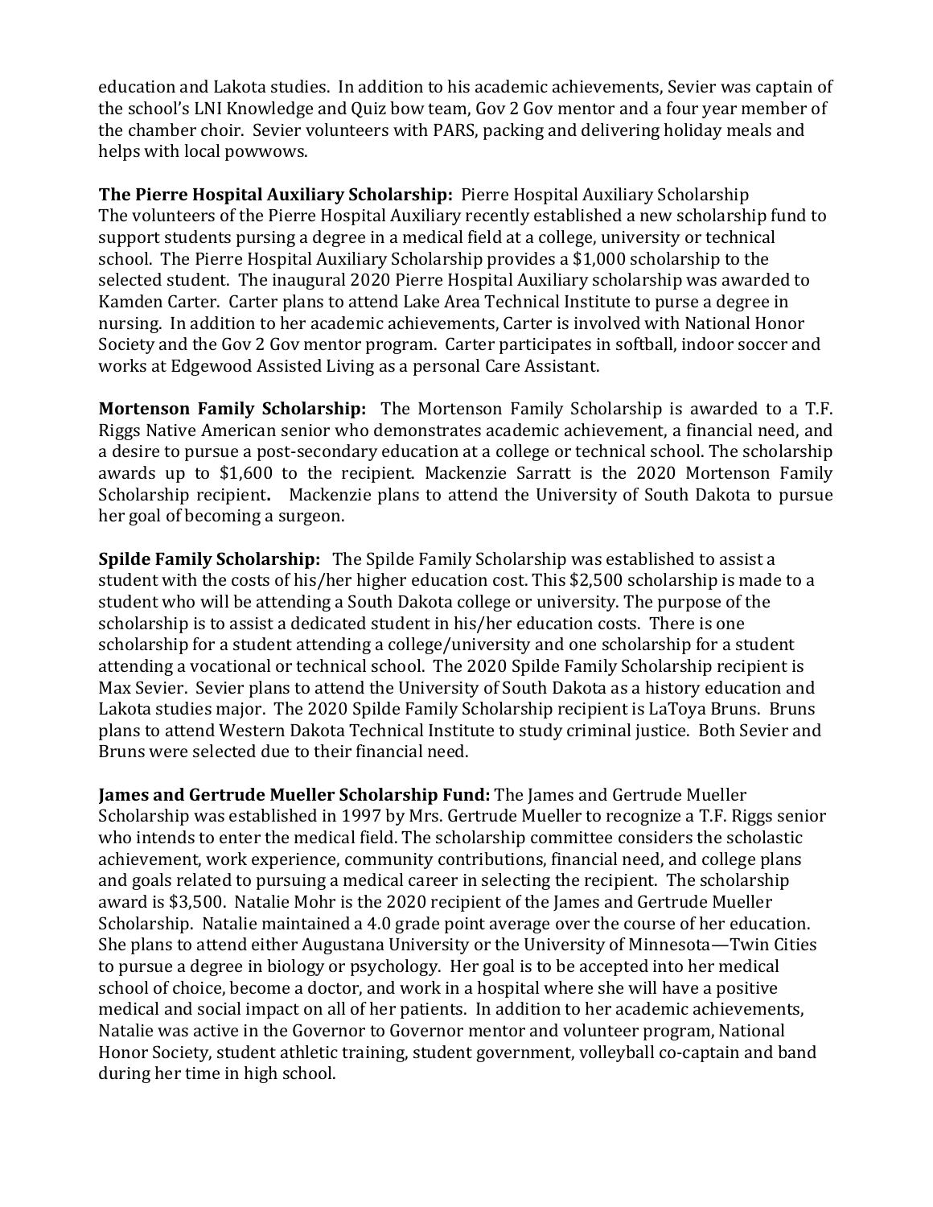education and Lakota studies. In addition to his academic achievements, Sevier was captain of the school's LNI Knowledge and Quiz bow team, Gov 2 Gov mentor and a four year member of the chamber choir. Sevier volunteers with PARS, packing and delivering holiday meals and helps with local powwows.

**The Pierre Hospital Auxiliary Scholarship:** Pierre Hospital Auxiliary Scholarship The volunteers of the Pierre Hospital Auxiliary recently established a new scholarship fund to support students pursing a degree in a medical field at a college, university or technical school. The Pierre Hospital Auxiliary Scholarship provides a $1,000 scholarship to the selected student. The inaugural 2020 Pierre Hospital Auxiliary scholarship was awarded to Kamden Carter. Carter plans to attend Lake Area Technical Institute to purse a degree in nursing. In addition to her academic achievements, Carter is involved with National Honor Society and the Gov 2 Gov mentor program. Carter participates in softball, indoor soccer and works at Edgewood Assisted Living as a personal Care Assistant.

**Mortenson Family Scholarship:** The Mortenson Family Scholarship is awarded to a T.F. Riggs Native American senior who demonstrates academic achievement, a financial need, and a desire to pursue a post-secondary education at a college or technical school. The scholarship awards up to $1,600 to the recipient. Mackenzie Sarratt is the 2020 Mortenson Family Scholarship recipient**.** Mackenzie plans to attend the University of South Dakota to pursue her goal of becoming a surgeon.

**Spilde Family Scholarship:** The Spilde Family Scholarship was established to assist a student with the costs of his/her higher education cost. This $2,500 scholarship is made to a student who will be attending a South Dakota college or university. The purpose of the scholarship is to assist a dedicated student in his/her education costs. There is one scholarship for a student attending a college/university and one scholarship for a student attending a vocational or technical school. The 2020 Spilde Family Scholarship recipient is Max Sevier. Sevier plans to attend the University of South Dakota as a history education and Lakota studies major. The 2020 Spilde Family Scholarship recipient is LaToya Bruns. Bruns plans to attend Western Dakota Technical Institute to study criminal justice. Both Sevier and Bruns were selected due to their financial need.

**James and Gertrude Mueller Scholarship Fund:** The James and Gertrude Mueller Scholarship was established in 1997 by Mrs. Gertrude Mueller to recognize a T.F. Riggs senior who intends to enter the medical field. The scholarship committee considers the scholastic achievement, work experience, community contributions, financial need, and college plans and goals related to pursuing a medical career in selecting the recipient. The scholarship award is $3,500. Natalie Mohr is the 2020 recipient of the James and Gertrude Mueller Scholarship. Natalie maintained a 4.0 grade point average over the course of her education. She plans to attend either Augustana University or the University of Minnesota—Twin Cities to pursue a degree in biology or psychology. Her goal is to be accepted into her medical school of choice, become a doctor, and work in a hospital where she will have a positive medical and social impact on all of her patients. In addition to her academic achievements, Natalie was active in the Governor to Governor mentor and volunteer program, National Honor Society, student athletic training, student government, volleyball co-captain and band during her time in high school.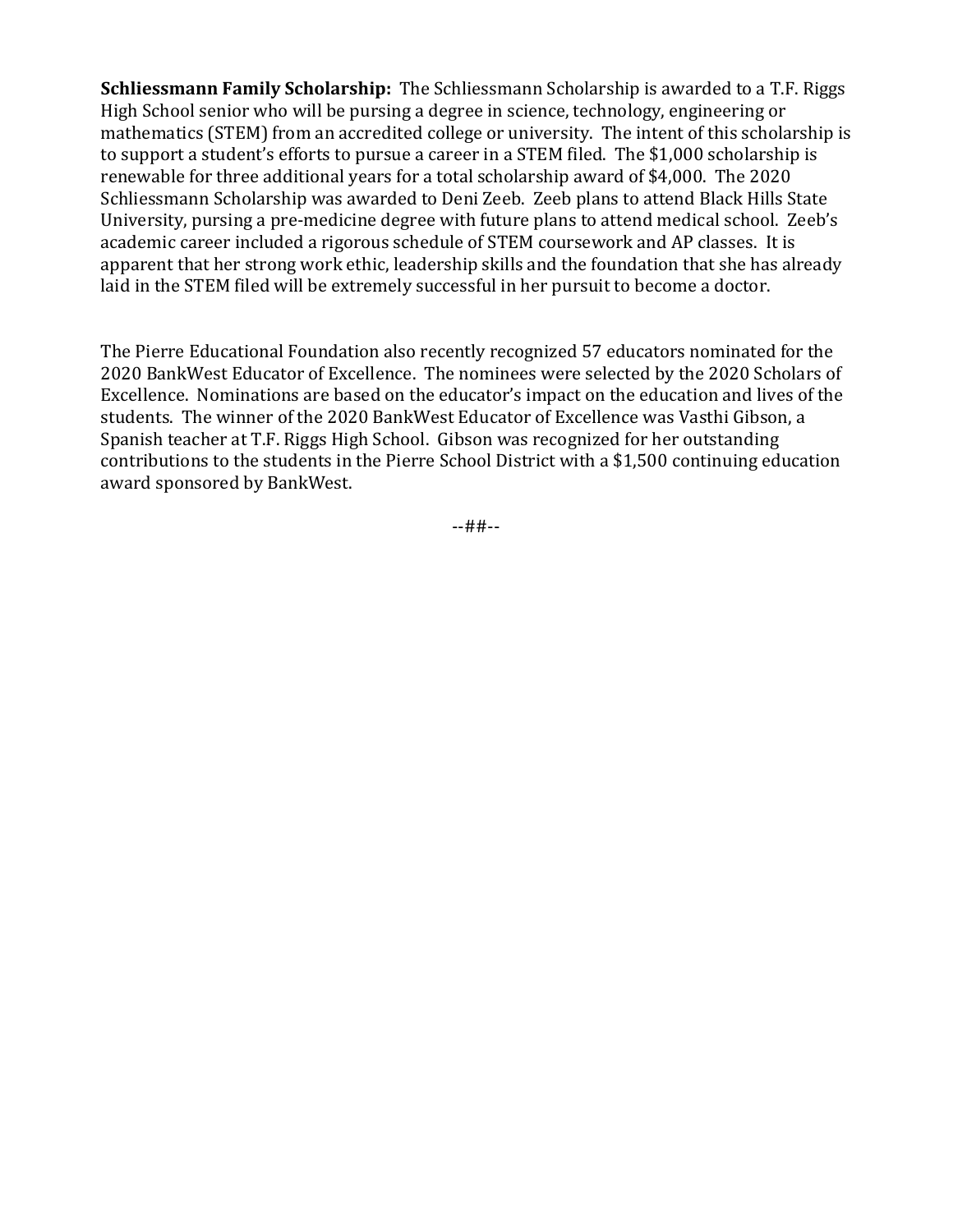**Schliessmann Family Scholarship:** The Schliessmann Scholarship is awarded to a T.F. Riggs High School senior who will be pursing a degree in science, technology, engineering or mathematics (STEM) from an accredited college or university. The intent of this scholarship is to support a student's efforts to pursue a career in a STEM filed. The $1,000 scholarship is renewable for three additional years for a total scholarship award of $4,000. The 2020 Schliessmann Scholarship was awarded to Deni Zeeb. Zeeb plans to attend Black Hills State University, pursing a pre-medicine degree with future plans to attend medical school. Zeeb's academic career included a rigorous schedule of STEM coursework and AP classes. It is apparent that her strong work ethic, leadership skills and the foundation that she has already laid in the STEM filed will be extremely successful in her pursuit to become a doctor.

The Pierre Educational Foundation also recently recognized 57 educators nominated for the 2020 BankWest Educator of Excellence. The nominees were selected by the 2020 Scholars of Excellence. Nominations are based on the educator's impact on the education and lives of the students. The winner of the 2020 BankWest Educator of Excellence was Vasthi Gibson, a Spanish teacher at T.F. Riggs High School. Gibson was recognized for her outstanding contributions to the students in the Pierre School District with a $1,500 continuing education award sponsored by BankWest.

--##--